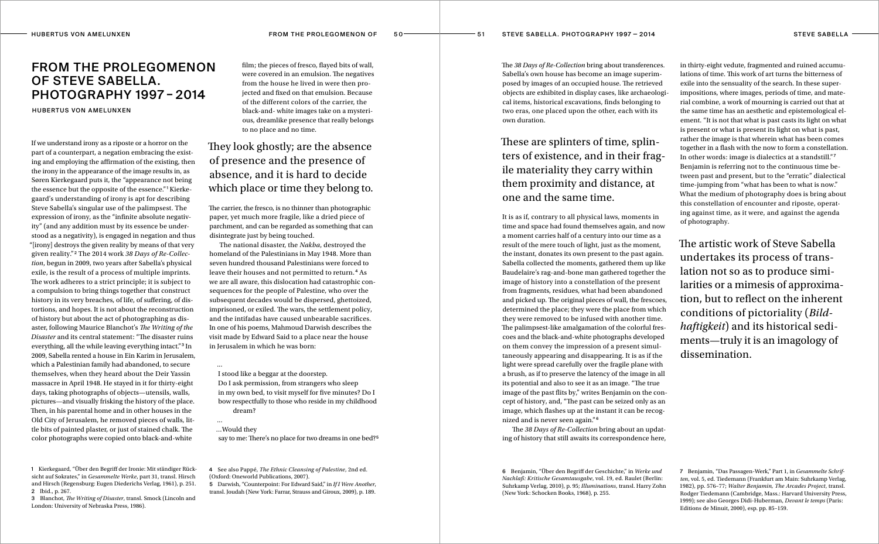# FROM THE PROLEGOMENON OF STEVE SABELLA. PHOTOGRAPHY 1997 – 2014

HUBERTUS VON AMELUNXEN

If we understand irony as a riposte or a horror on the part of a counterpart, a negation embracing the existing and employing the affirmation of the existing, then the irony in the appearance of the image results in, as Søren Kierkegaard puts it, the "appearance not being the essence but the opposite of the essence."[1] Kierkegaard's understanding of irony is apt for describing Steve Sabella's singular use of the palimpsest. The expression of irony, as the "infinite absolute negativity" (and any addition must by its essence be understood as a negativity), is engaged in negation and thus "[irony] destroys the given reality by means of that very given reality."[2] The 2014 work *38 Days of Re-Collection*, begun in 2009, two years after Sabella's physical exile, is the result of a process of multiple imprints. The work adheres to a strict principle; it is subject to a compulsion to bring things together that construct history in its very breaches, of life, of suffering, of distortions, and hopes. It is not about the reconstruction of history but about the act of photographing as disaster, following Maurice Blanchot's *The Writing of the Disaster* and its central statement: "The disaster ruins everything, all the while leaving everything intact."[3] In 2009, Sabella rented a house in Ein Karim in Jerusalem, which a Palestinian family had abandoned, to secure themselves, when they heard about the Deir Yassin massacre in April 1948. He stayed in it for thirty-eight days, taking photographs of objects—utensils, walls, pictures—and visually frisking the history of the place. Then, in his parental home and in other houses in the Old City of Jerusalem, he removed pieces of walls, little bits of painted plaster, or just of stained chalk. The color photographs were copied onto black-and-white film; the pieces of fresco, flayed bits of wall, were covered in an emulsion. The negatives from the house he lived in were then projected and fixed on that emulsion. Because of the different colors of the carrier, the black-and- white images take on a mysterious, dreamlike presence that really belongs to no place and no time.

> They look ghostly; are the absence of presence and the presence of absence, and it is hard to decide which place or time they belong to.

The carrier, the fresco, is no thinner than photographic paper, yet much more fragile, like a dried piece of parchment, and can be regarded as something that can disintegrate just by being touched.

The national disaster, the *Nakba*, destroyed the homeland of the Palestinians in May 1948. More than seven hundred thousand Palestinians were forced to leave their houses and not permitted to return.[4] As we are all aware, this dislocation had catastrophic consequences for the people of Palestine, who over the subsequent decades would be dispersed, ghettoized, imprisoned, or exiled. The wars, the settlement policy, and the intifadas have caused unbearable sacrifices. In one of his poems, Mahmoud Darwish describes the visit made by Edward Said to a place near the house in Jerusalem in which he was born:

> …
> I stood like a beggar at the doorstep.
> Do I ask permission, from strangers who sleep
> in my own bed, to visit myself for five minutes? Do I
> bow respectfully to those who reside in my childhood
> dream?
> …
> …Would they
> say to me: There's no place for two dreams in one bed?[5]

The *38 Days of Re-Collection* bring about transferences. Sabella's own house has become an image superimposed by images of an occupied house. The retrieved objects are exhibited in display cases, like archaeological items, historical excavations, finds belonging to two eras, one placed upon the other, each with its own duration.

> These are splinters of time, splinters of existence, and in their fragile materiality they carry within them proximity and distance, at one and the same time.

It is as if, contrary to all physical laws, moments in time and space had found themselves again, and now a moment carries half of a century into our time as a result of the mere touch of light, just as the moment, the instant, donates its own present to the past again. Sabella collected the moments, gathered them up like Baudelaire's rag-and-bone man gathered together the image of history into a constellation of the present from fragments, residues, what had been abandoned and picked up. The original pieces of wall, the frescoes, determined the place; they were the place from which they were removed to be infused with another time. The palimpsest-like amalgamation of the colorful frescoes and the black-and-white photographs developed on them convey the impression of a present simultaneously appearing and disappearing. It is as if the light were spread carefully over the fragile plane with a brush, as if to preserve the latency of the image in all its potential and also to see it as an image. "The true image of the past flits by," writes Benjamin on the concept of history, and, "The past can be seized only as an image, which flashes up at the instant it can be recognized and is never seen again."[6]

The *38 Days of Re-Collection* bring about an updating of history that still awaits its correspondence here, in thirty-eight vedute, fragmented and ruined accumulations of time. This work of art turns the bitterness of exile into the sensuality of the search. In these superimpositions, where images, periods of time, and material combine, a work of mourning is carried out that at the same time has an aesthetic and epistemological element. "It is not that what is past casts its light on what is present or what is present its light on what is past, rather the image is that wherein what has been comes together in a flash with the now to form a constellation. In other words: image is dialectics at a standstill."[7] Benjamin is referring not to the continuous time between past and present, but to the "erratic" dialectical time-jumping from "what has been to what is now." What the medium of photography does is bring about this constellation of encounter and riposte, operating against time, as it were, and against the agenda of photography.

> The artistic work of Steve Sabella undertakes its process of translation not so as to produce similarities or a mimesis of approximation, but to reflect on the inherent conditions of pictoriality (*Bildhaftigkeit*) and its historical sediments—truly it is an imagology of dissemination.

---

1 Kierkegaard, "Über den Begriff der Ironie: Mit ständiger Rücksicht auf Sokrates," in *Gesammelte Werke*, part 31, transl. Hirsch and Hirsch (Regensburg: Eugen Diederichs Verlag, 1961), p. 251.

2 Ibid., p. 267.

3 Blanchot, *The Writing of Disaster*, transl. Smock (Lincoln and London: University of Nebraska Press, 1986).

4 See also Pappé, *The Ethnic Cleansing of Palestine*, 2nd ed. (Oxford: Oneworld Publications, 2007).

5 Darwish, "Counterpoint: For Edward Said," in *If I Were Another*, transl. Joudah (New York: Farrar, Strauss and Giroux, 2009), p. 189.

6 Benjamin, "Über den Begriff der Geschichte," in *Werke und Nachlaß: Kritische Gesamtausgabe*, vol. 19, ed. Raulet (Berlin: Suhrkamp Verlag, 2010), p. 95; *Illuminations*, transl. Harry Zohn (New York: Schocken Books, 1968), p. 255.

7 Benjamin, "Das Passagen-Werk," Part 1, in *Gesammelte Schriften*, vol. 5, ed. Tiedemann (Frankfurt am Main: Suhrkamp Verlag, 1982), pp. 576–77; *Walter Benjamin, The Arcades Project*, transl. Rodger Tiedemann (Cambridge, Mass.: Harvard University Press, 1999); see also Georges Didi-Huberman, *Devant le temps* (Paris: Editions de Minuit, 2000), esp. pp. 85–159.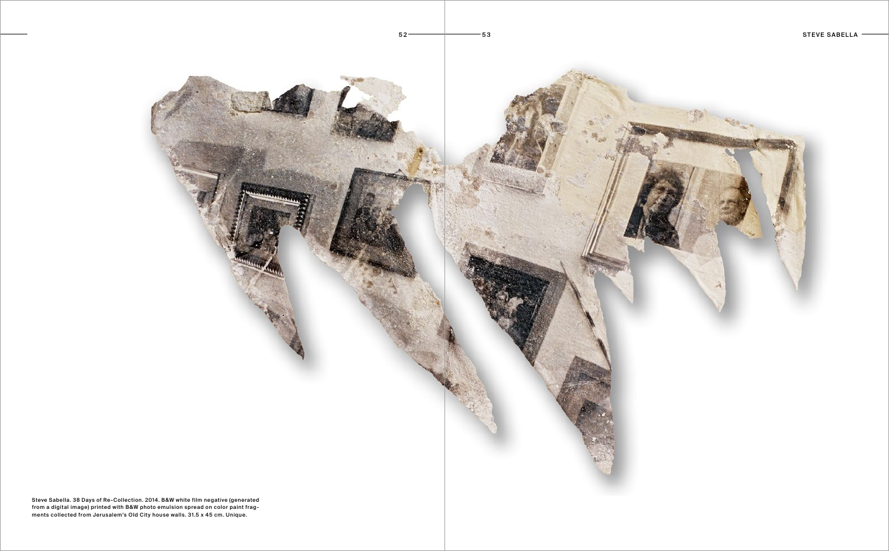Steve Sabella. 38 Days of Re-Collection. 2014. B&W white film negative (generated from a digital image) printed with B&W photo emulsion spread on color paint fragments collected from Jerusalem's Old City house walls. 31.5 x 45 cm. Unique.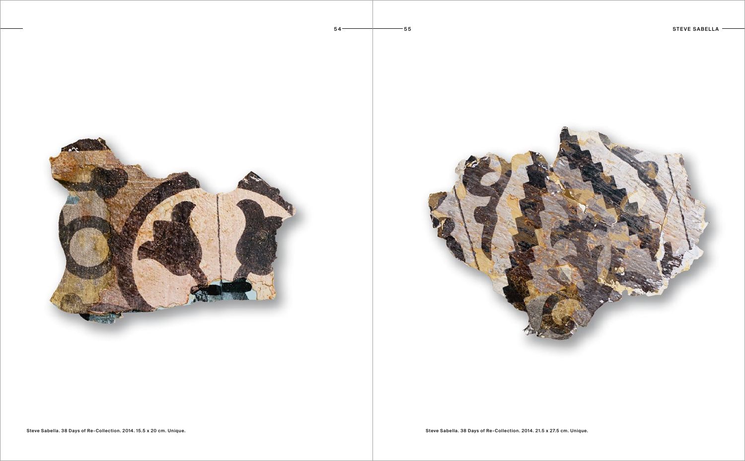Steve Sabella. 38 Days of Re-Collection. 2014. 15.5 x 20 cm. Unique.

Steve Sabella. 38 Days of Re-Collection. 2014. 21.5 x 27.5 cm. Unique.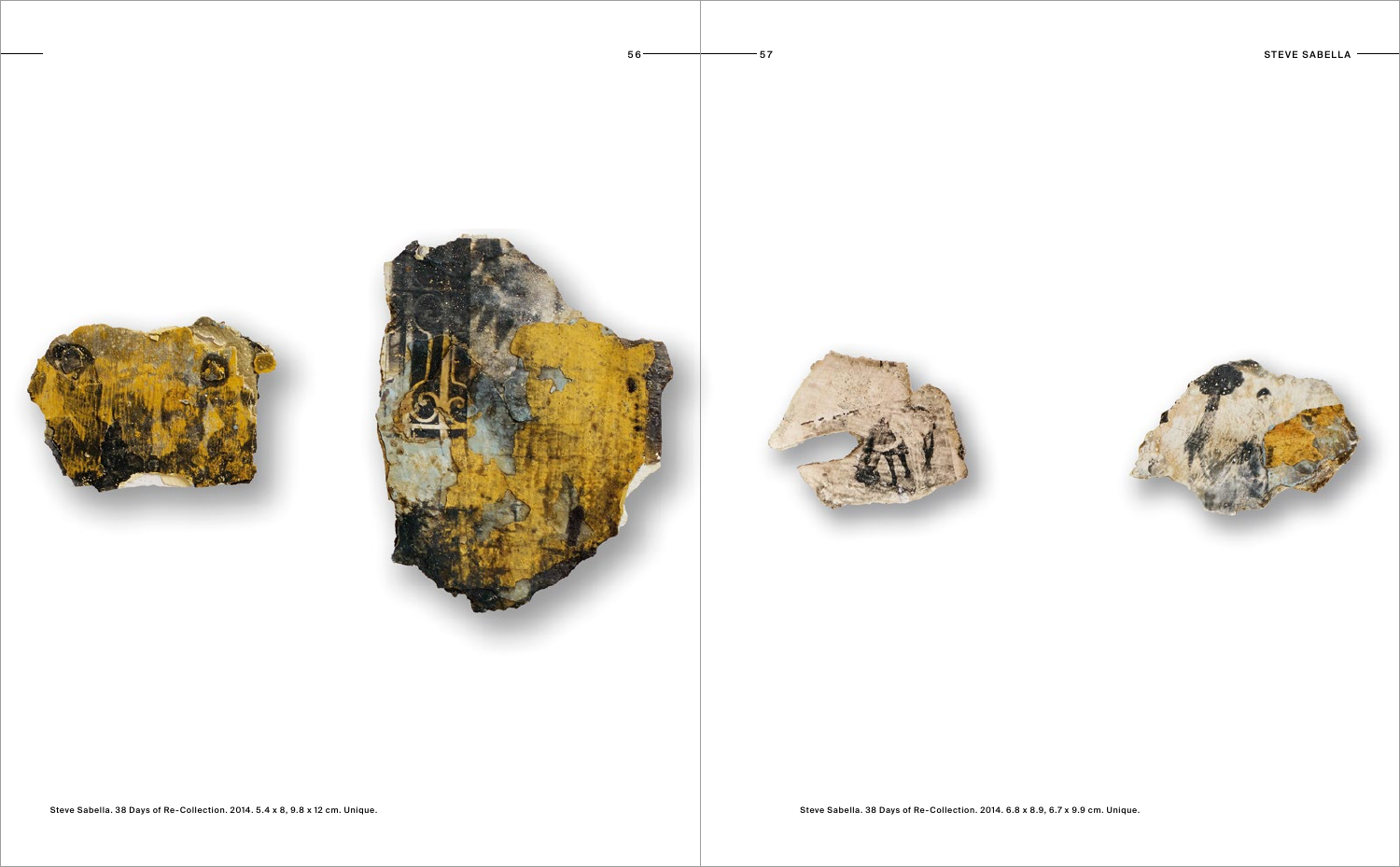Steve Sabella. 38 Days of Re-Collection. 2014. 5.4 x 8, 9.8 x 12 cm. Unique.

Steve Sabella. 38 Days of Re-Collection. 2014. 6.8 x 8.9, 6.7 x 9.9 cm. Unique.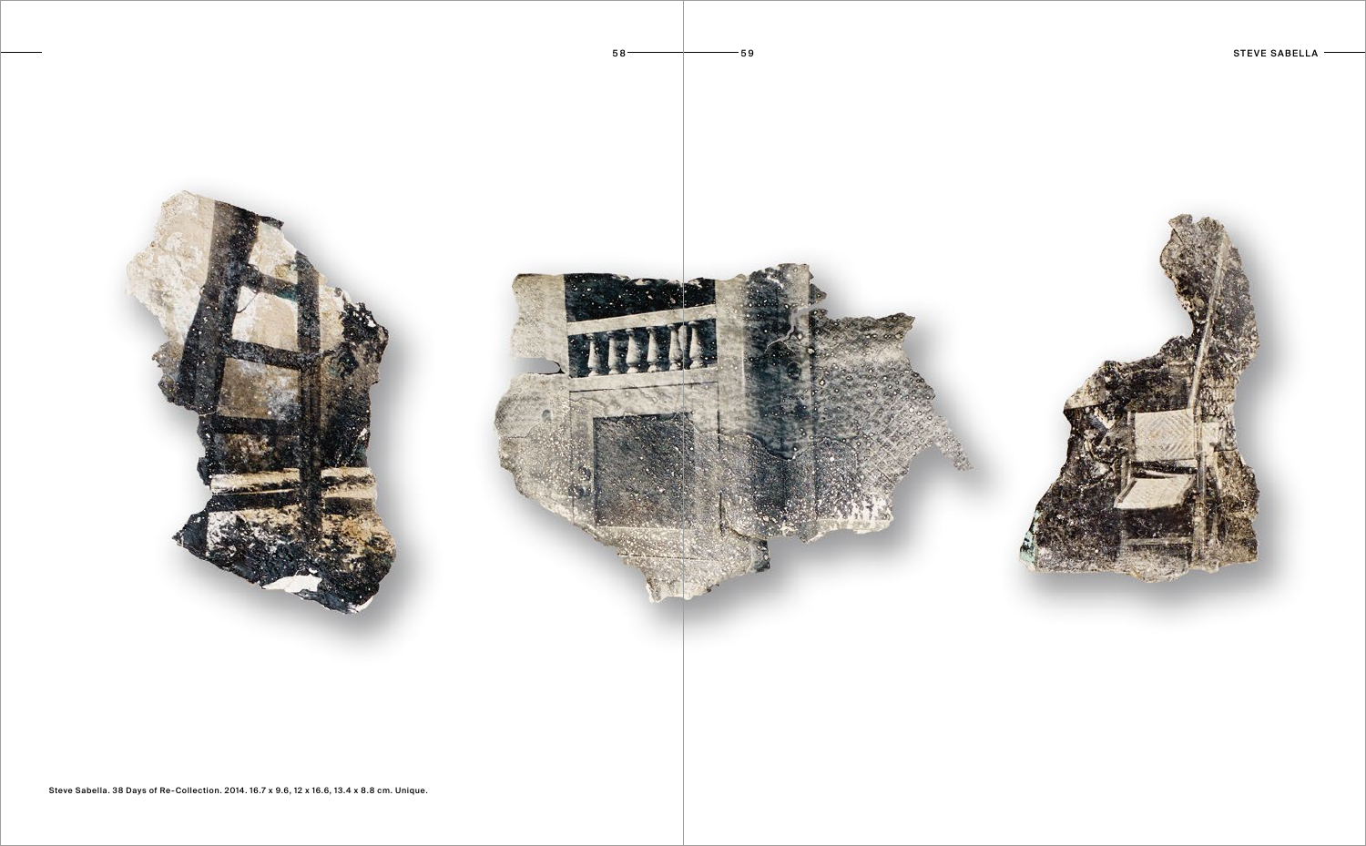Steve Sabella. 38 Days of Re-Collection. 2014. 16.7 x 9.6, 12 x 16.6, 13.4 x 8.8 cm. Unique.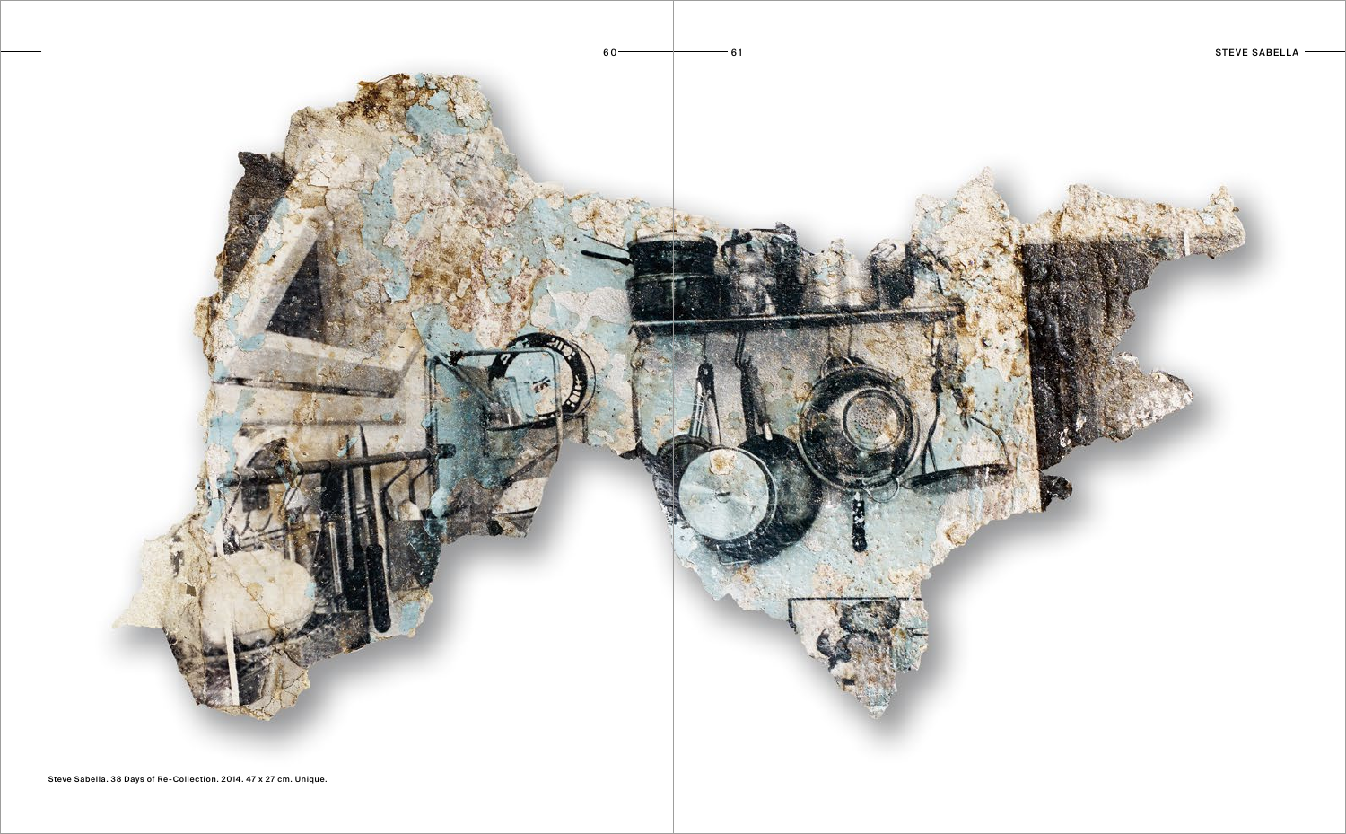Steve Sabella. 38 Days of Re-Collection. 2014. 47 x 27 cm. Unique.